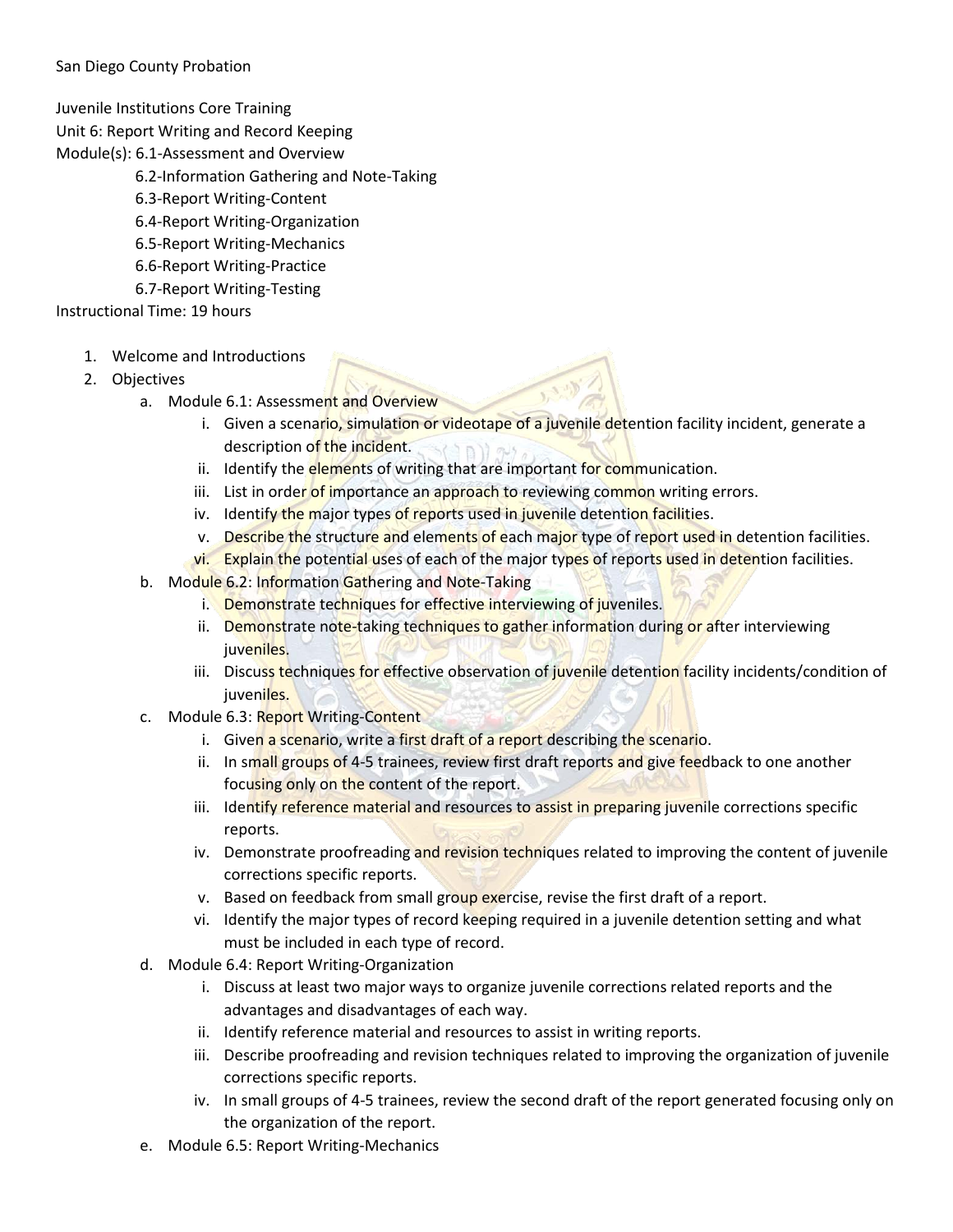San Diego County Probation

Juvenile Institutions Core Training
Unit 6: Report Writing and Record Keeping
Module(s): 6.1-Assessment and Overview
6.2-Information Gathering and Note-Taking
6.3-Report Writing-Content
6.4-Report Writing-Organization
6.5-Report Writing-Mechanics
6.6-Report Writing-Practice
6.7-Report Writing-Testing
Instructional Time: 19 hours

1. Welcome and Introductions
2. Objectives
   a. Module 6.1: Assessment and Overview
      i. Given a scenario, simulation or videotape of a juvenile detention facility incident, generate a description of the incident.
      ii. Identify the elements of writing that are important for communication.
      iii. List in order of importance an approach to reviewing common writing errors.
      iv. Identify the major types of reports used in juvenile detention facilities.
      v. Describe the structure and elements of each major type of report used in detention facilities.
      vi. Explain the potential uses of each of the major types of reports used in detention facilities.
   b. Module 6.2: Information Gathering and Note-Taking
      i. Demonstrate techniques for effective interviewing of juveniles.
      ii. Demonstrate note-taking techniques to gather information during or after interviewing juveniles.
      iii. Discuss techniques for effective observation of juvenile detention facility incidents/condition of juveniles.
   c. Module 6.3: Report Writing-Content
      i. Given a scenario, write a first draft of a report describing the scenario.
      ii. In small groups of 4-5 trainees, review first draft reports and give feedback to one another focusing only on the content of the report.
      iii. Identify reference material and resources to assist in preparing juvenile corrections specific reports.
      iv. Demonstrate proofreading and revision techniques related to improving the content of juvenile corrections specific reports.
      v. Based on feedback from small group exercise, revise the first draft of a report.
      vi. Identify the major types of record keeping required in a juvenile detention setting and what must be included in each type of record.
   d. Module 6.4: Report Writing-Organization
      i. Discuss at least two major ways to organize juvenile corrections related reports and the advantages and disadvantages of each way.
      ii. Identify reference material and resources to assist in writing reports.
      iii. Describe proofreading and revision techniques related to improving the organization of juvenile corrections specific reports.
      iv. In small groups of 4-5 trainees, review the second draft of the report generated focusing only on the organization of the report.
   e. Module 6.5: Report Writing-Mechanics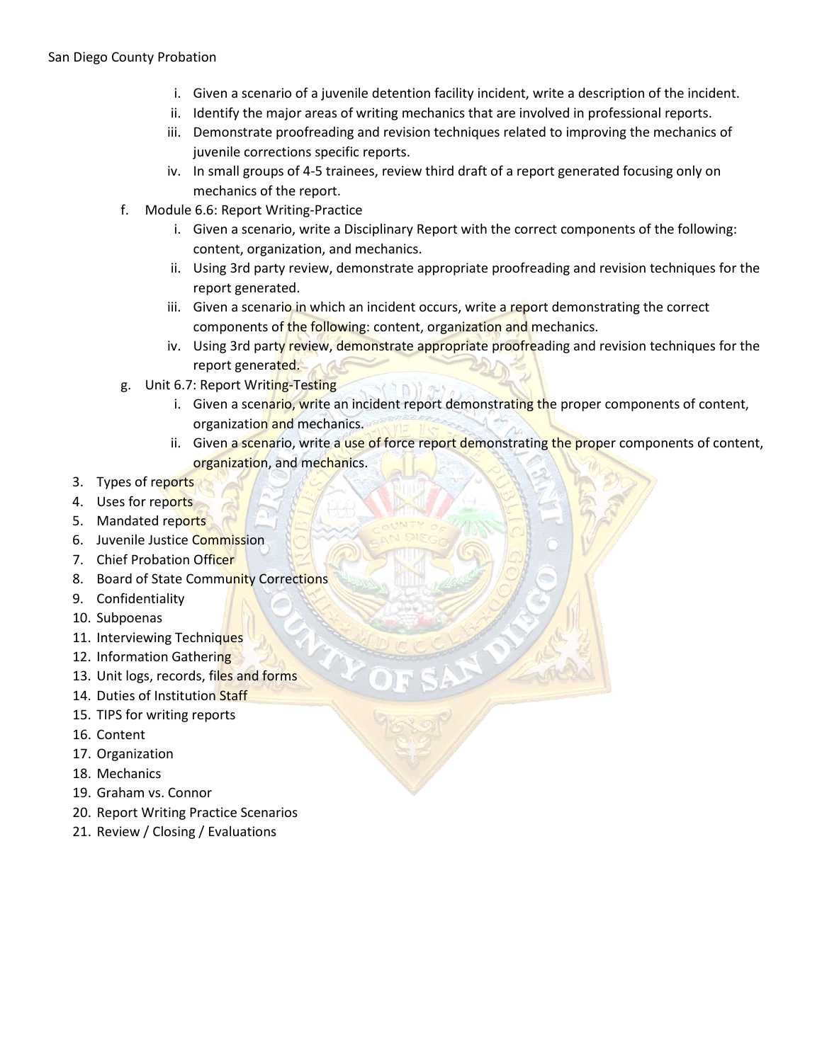i. Given a scenario of a juvenile detention facility incident, write a description of the incident.
ii. Identify the major areas of writing mechanics that are involved in professional reports.
iii. Demonstrate proofreading and revision techniques related to improving the mechanics of juvenile corrections specific reports.
iv. In small groups of 4-5 trainees, review third draft of a report generated focusing only on mechanics of the report.

f. Module 6.6: Report Writing-Practice
    i. Given a scenario, write a Disciplinary Report with the correct components of the following: content, organization, and mechanics.
    ii. Using 3rd party review, demonstrate appropriate proofreading and revision techniques for the report generated.
    iii. Given a scenario in which an incident occurs, write a report demonstrating the correct components of the following: content, organization and mechanics.
    iv. Using 3rd party review, demonstrate appropriate proofreading and revision techniques for the report generated.

g. Unit 6.7: Report Writing-Testing
    i. Given a scenario, write an incident report demonstrating the proper components of content, organization and mechanics.
    ii. Given a scenario, write a use of force report demonstrating the proper components of content, organization, and mechanics.

3. Types of reports
4. Uses for reports
5. Mandated reports
6. Juvenile Justice Commission
7. Chief Probation Officer
8. Board of State Community Corrections
9. Confidentiality
10. Subpoenas
11. Interviewing Techniques
12. Information Gathering
13. Unit logs, records, files and forms
14. Duties of Institution Staff
15. TIPS for writing reports
16. Content
17. Organization
18. Mechanics
19. Graham vs. Connor
20. Report Writing Practice Scenarios
21. Review / Closing / Evaluations